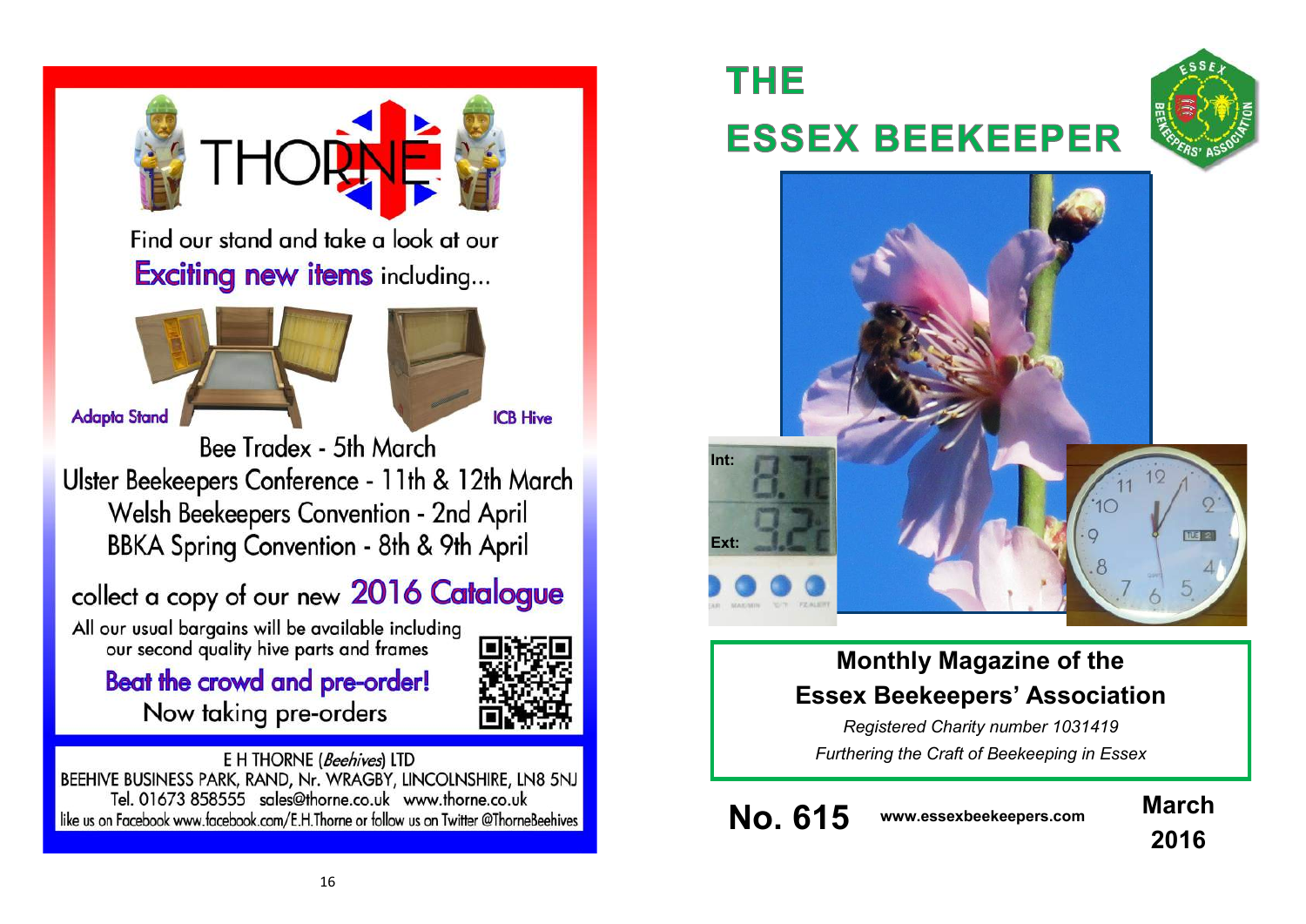THORNE

Find our stand and take a look at our

**Exciting new items** including...

Adapta Stand

ICB Hive

Bee Tradex - 5th March

Ulster Beekeepers Conference - 11th & 12th March

Welsh Beekeepers Convention - 2nd April

BBKA Spring Convention - 8th & 9th April

collect a copy of our new **2016 Catalogue**

All our usual bargains will be available including our second quality hive parts and frames

**Beat the crowd and pre-order!**

Now taking pre-orders

E H THORNE (*Beehives*) LTD

BEEHIVE BUSINESS PARK, RAND, Nr. WRAGBY, LINCOLNSHIRE, LN8 5NJ

Tel. 01673 858555 sales@thorne.co.uk www.thorne.co.uk

like us on Facebook www.facebook.com/E.H.Thorne or follow us on Twitter @ThorneBeehives

# THE ESSEX BEEKEEPER

Int: 8.7c

Ext: 9.2c

**Monthly Magazine of the Essex Beekeepers' Association**

*Registered Charity number 1031419*

*Furthering the Craft of Beekeeping in Essex*

**No. 615** **www.essexbeekeepers.com** **March 2016**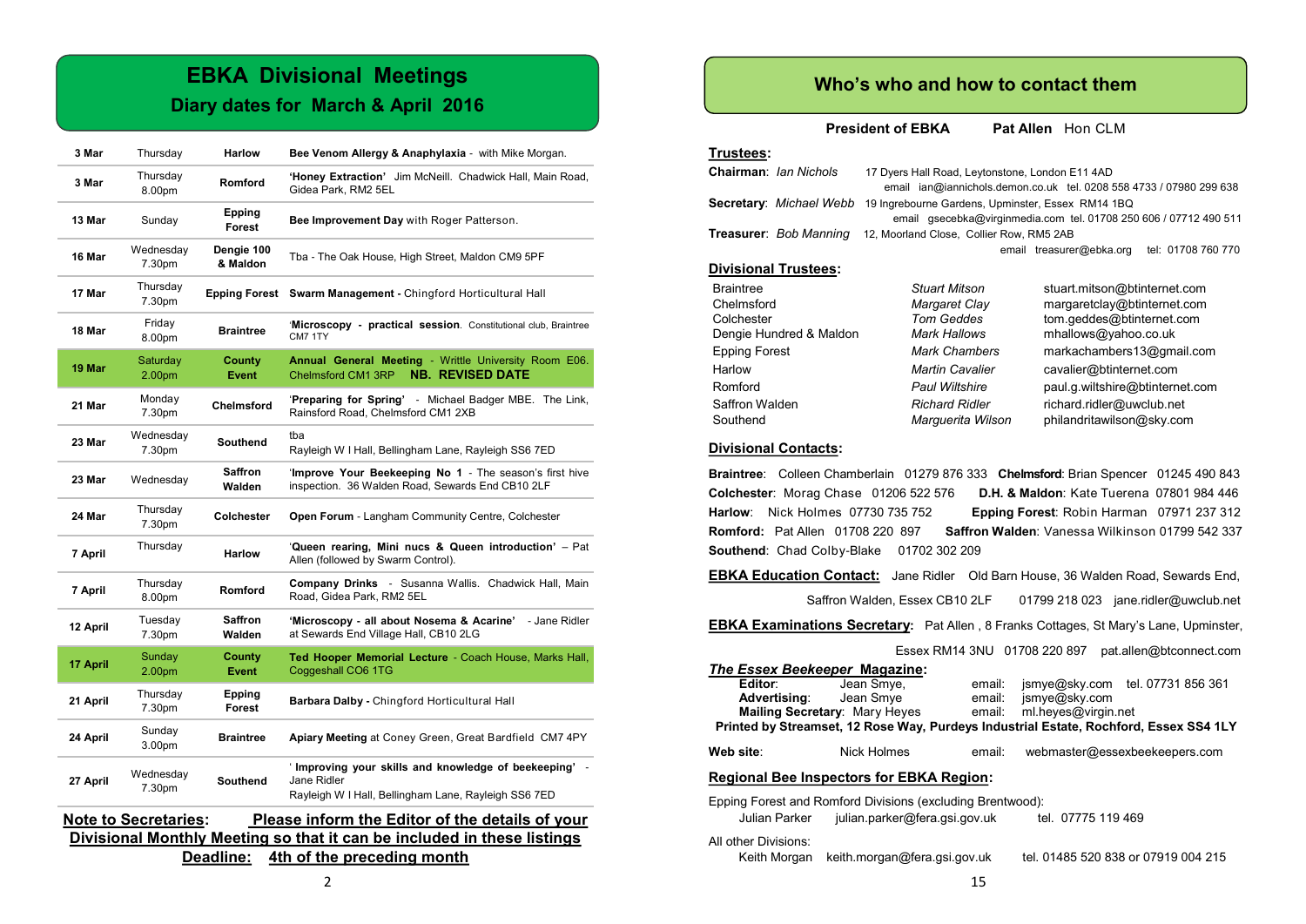# EBKA Divisional Meetings

## Diary dates for March & April 2016

| | | | |
|---|---|---|---|
| **3 Mar** | Thursday | **Harlow** | **Bee Venom Allergy & Anaphylaxia** - with Mike Morgan. |
| **3 Mar** | Thursday 8.00pm | **Romford** | **'Honey Extraction'** Jim McNeill. Chadwick Hall, Main Road, Gidea Park, RM2 5EL |
| **13 Mar** | Sunday | **Epping Forest** | **Bee Improvement Day** with Roger Patterson. |
| **16 Mar** | Wednesday 7.30pm | **Dengie 100 & Maldon** | Tba - The Oak House, High Street, Maldon CM9 5PF |
| **17 Mar** | Thursday 7.30pm | **Epping Forest** | **Swarm Management -** Chingford Horticultural Hall |
| **18 Mar** | Friday 8.00pm | **Braintree** | '**Microscopy - practical session**. Constitutional club, Braintree CM7 1TY |
| **19 Mar** | Saturday 2.00pm | **County Event** | **Annual General Meeting** - Writtle University Room E06. Chelmsford CM1 3RP **NB. REVISED DATE** |
| **21 Mar** | Monday 7.30pm | **Chelmsford** | '**Preparing for Spring'** - Michael Badger MBE. The Link, Rainsford Road, Chelmsford CM1 2XB |
| **23 Mar** | Wednesday 7.30pm | **Southend** | tba<br>Rayleigh W I Hall, Bellingham Lane, Rayleigh SS6 7ED |
| **23 Mar** | Wednesday | **Saffron Walden** | '**Improve Your Beekeeping No 1** - The season's first hive inspection. 36 Walden Road, Sewards End CB10 2LF |
| **24 Mar** | Thursday 7.30pm | **Colchester** | **Open Forum** - Langham Community Centre, Colchester |
| **7 April** | Thursday | **Harlow** | '**Queen rearing, Mini nucs & Queen introduction'** – Pat Allen (followed by Swarm Control). |
| **7 April** | Thursday 8.00pm | **Romford** | **Company Drinks** - Susanna Wallis. Chadwick Hall, Main Road, Gidea Park, RM2 5EL |
| **12 April** | Tuesday 7.30pm | **Saffron Walden** | **'Microscopy - all about Nosema & Acarine'** - Jane Ridler at Sewards End Village Hall, CB10 2LG |
| **17 April** | Sunday 2.00pm | **County Event** | **Ted Hooper Memorial Lecture** - Coach House, Marks Hall, Coggeshall CO6 1TG |
| **21 April** | Thursday 7.30pm | **Epping Forest** | **Barbara Dalby -** Chingford Horticultural Hall |
| **24 April** | Sunday 3.00pm | **Braintree** | **Apiary Meeting** at Coney Green, Great Bardfield CM7 4PY |
| **27 April** | Wednesday 7.30pm | **Southend** | ' **Improving your skills and knowledge of beekeeping'** - Jane Ridler<br>Rayleigh W I Hall, Bellingham Lane, Rayleigh SS6 7ED |

**Note to Secretaries: Please inform the Editor of the details of your Divisional Monthly Meeting so that it can be included in these listings**
**Deadline: 4th of the preceding month**

# Who's who and how to contact them

**President of EBKA** **Pat Allen** Hon CLM

**Trustees:**

**Chairman**: *Ian Nichols* 17 Dyers Hall Road, Leytonstone, London E11 4AD
email ian@iannichols.demon.co.uk tel. 0208 558 4733 / 07980 299 638

**Secretary**: *Michael Webb* 19 Ingrebourne Gardens, Upminster, Essex RM14 1BQ
email gsecebka@virginmedia.com tel. 01708 250 606 / 07712 490 511

**Treasurer**: *Bob Manning* 12, Moorland Close, Collier Row, RM5 2AB
email treasurer@ebka.org tel: 01708 760 770

**Divisional Trustees:**

| | | |
|---|---|---|
| Braintree | *Stuart Mitson* | stuart.mitson@btinternet.com |
| Chelmsford | *Margaret Clay* | margaretclay@btinternet.com |
| Colchester | *Tom Geddes* | tom.geddes@btinternet.com |
| Dengie Hundred & Maldon | *Mark Hallows* | mhallows@yahoo.co.uk |
| Epping Forest | *Mark Chambers* | markachambers13@gmail.com |
| Harlow | *Martin Cavalier* | cavalier@btinternet.com |
| Romford | *Paul Wiltshire* | paul.g.wiltshire@btinternet.com |
| Saffron Walden | *Richard Ridler* | richard.ridler@uwclub.net |
| Southend | *Marguerita Wilson* | philandritawilson@sky.com |

**Divisional Contacts:**

**Braintree**: Colleen Chamberlain 01279 876 333 **Chelmsford**: Brian Spencer 01245 490 843
**Colchester**: Morag Chase 01206 522 576 **D.H. & Maldon**: Kate Tuerena 07801 984 446
**Harlow**: Nick Holmes 07730 735 752 **Epping Forest**: Robin Harman 07971 237 312
**Romford:** Pat Allen 01708 220 897 **Saffron Walden**: Vanessa Wilkinson 01799 542 337
**Southend**: Chad Colby-Blake 01702 302 209

**EBKA Education Contact:** Jane Ridler Old Barn House, 36 Walden Road, Sewards End, Saffron Walden, Essex CB10 2LF 01799 218 023 jane.ridler@uwclub.net

**EBKA Examinations Secretary**: Pat Allen , 8 Franks Cottages, St Mary's Lane, Upminster, Essex RM14 3NU 01708 220 897 pat.allen@btconnect.com

***The Essex Beekeeper* Magazine:**

**Editor**: Jean Smye, email: jsmye@sky.com tel. 07731 856 361
**Advertising**: Jean Smye email: jsmye@sky.com
**Mailing Secretary**: Mary Heyes email: ml.heyes@virgin.net
**Printed by Streamset, 12 Rose Way, Purdeys Industrial Estate, Rochford, Essex SS4 1LY**

**Web site**: Nick Holmes email: webmaster@essexbeekeepers.com

**Regional Bee Inspectors for EBKA Region:**

Epping Forest and Romford Divisions (excluding Brentwood):
Julian Parker julian.parker@fera.gsi.gov.uk tel. 07775 119 469

All other Divisions:
Keith Morgan keith.morgan@fera.gsi.gov.uk tel. 01485 520 838 or 07919 004 215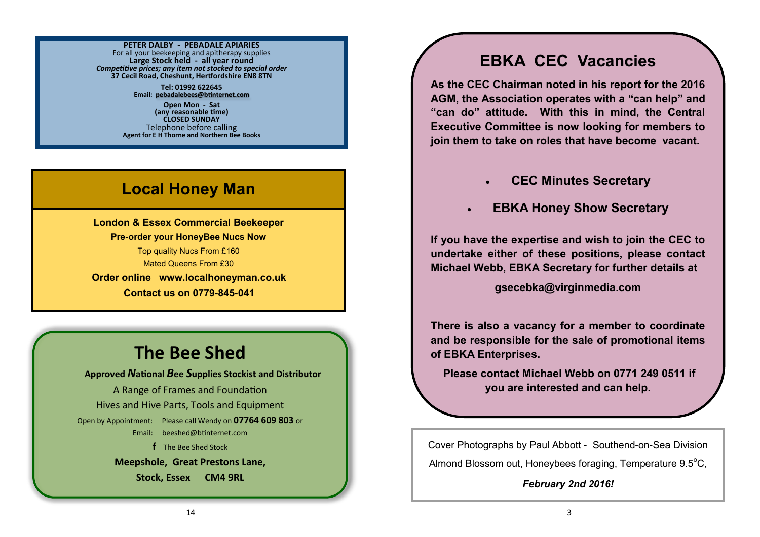**PETER DALBY - PEBADALE APIARIES**

For all your beekeeping and apitherapy supplies

**Large Stock held - all year round**

***Competitive prices; any item not stocked to special order***

**37 Cecil Road, Cheshunt, Hertfordshire EN8 8TN**

**Tel: 01992 622645**

**Email: pebadalebees@btinternet.com**

**Open Mon - Sat**
**(any reasonable time)**
**CLOSED SUNDAY**

Telephone before calling

**Agent for E H Thorne and Northern Bee Books**

## Local Honey Man

**London & Essex Commercial Beekeeper**

**Pre-order your HoneyBee Nucs Now**

Top quality Nucs From £160

Mated Queens From £30

**Order online www.localhoneyman.co.uk**

**Contact us on 0779-845-041**

## The Bee Shed

**Approved *N*ational *B*ee *S*upplies Stockist and Distributor**

A Range of Frames and Foundation

Hives and Hive Parts, Tools and Equipment

Open by Appointment: Please call Wendy on **07764 609 803** or

Email: beeshed@btinternet.com

f The Bee Shed Stock

**Meepshole, Great Prestons Lane,**

**Stock, Essex CM4 9RL**

## EBKA CEC Vacancies

**As the CEC Chairman noted in his report for the 2016 AGM, the Association operates with a "can help" and "can do" attitude. With this in mind, the Central Executive Committee is now looking for members to join them to take on roles that have become vacant.**

- **CEC Minutes Secretary**
- **EBKA Honey Show Secretary**

**If you have the expertise and wish to join the CEC to undertake either of these positions, please contact Michael Webb, EBKA Secretary for further details at**

**gsecebka@virginmedia.com**

**There is also a vacancy for a member to coordinate and be responsible for the sale of promotional items of EBKA Enterprises.**

**Please contact Michael Webb on 0771 249 0511 if you are interested and can help.**

Cover Photographs by Paul Abbott - Southend-on-Sea Division

Almond Blossom out, Honeybees foraging, Temperature 9.5°C,

***February 2nd 2016!***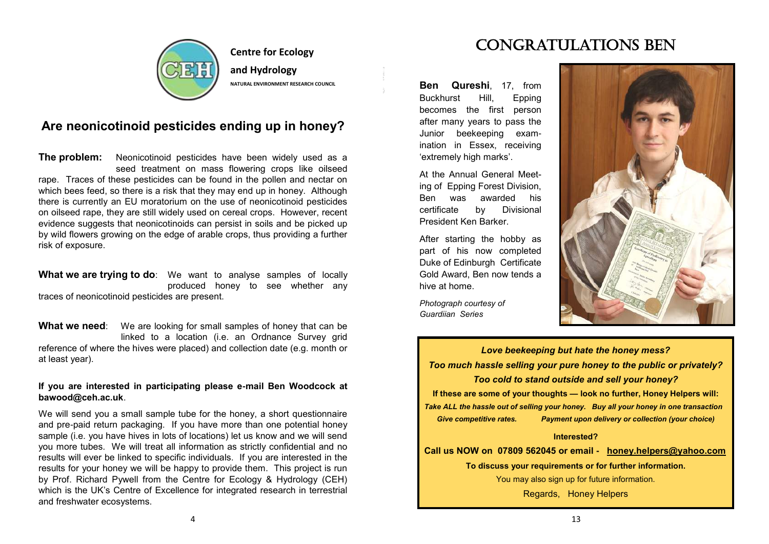**Centre for Ecology**

**and Hydrology**

**NATURAL ENVIRONMENT RESEARCH COUNCIL**

## Are neonicotinoid pesticides ending up in honey?

**The problem:** Neonicotinoid pesticides have been widely used as a seed treatment on mass flowering crops like oilseed rape. Traces of these pesticides can be found in the pollen and nectar on which bees feed, so there is a risk that they may end up in honey. Although there is currently an EU moratorium on the use of neonicotinoid pesticides on oilseed rape, they are still widely used on cereal crops. However, recent evidence suggests that neonicotinoids can persist in soils and be picked up by wild flowers growing on the edge of arable crops, thus providing a further risk of exposure.

**What we are trying to do**: We want to analyse samples of locally produced honey to see whether any traces of neonicotinoid pesticides are present.

**What we need**: We are looking for small samples of honey that can be linked to a location (i.e. an Ordnance Survey grid reference of where the hives were placed) and collection date (e.g. month or at least year).

**If you are interested in participating please e-mail Ben Woodcock at bawood@ceh.ac.uk**.

We will send you a small sample tube for the honey, a short questionnaire and pre-paid return packaging. If you have more than one potential honey sample (i.e. you have hives in lots of locations) let us know and we will send you more tubes. We will treat all information as strictly confidential and no results will ever be linked to specific individuals. If you are interested in the results for your honey we will be happy to provide them. This project is run by Prof. Richard Pywell from the Centre for Ecology & Hydrology (CEH) which is the UK's Centre of Excellence for integrated research in terrestrial and freshwater ecosystems.

# CONGRATULATIONS BEN

**Ben Qureshi**, 17, from Buckhurst Hill, Epping becomes the first person after many years to pass the Junior beekeeping examination in Essex, receiving 'extremely high marks'.

At the Annual General Meeting of Epping Forest Division, Ben was awarded his certificate by Divisional President Ken Barker.

After starting the hobby as part of his now completed Duke of Edinburgh Certificate Gold Award, Ben now tends a hive at home.

*Photograph courtesy of Guardiian Series*

***Love beekeeping but hate the honey mess?***

***Too much hassle selling your pure honey to the public or privately?***

***Too cold to stand outside and sell your honey?***

**If these are some of your thoughts — look no further, Honey Helpers will:**

***Take ALL the hassle out of selling your honey. Buy all your honey in one transaction***

***Give competitive rates. Payment upon delivery or collection (your choice)***

**Interested?**

**Call us NOW on 07809 562045 or email - honey.helpers@yahoo.com**

**To discuss your requirements or for further information.**

You may also sign up for future information.

Regards, Honey Helpers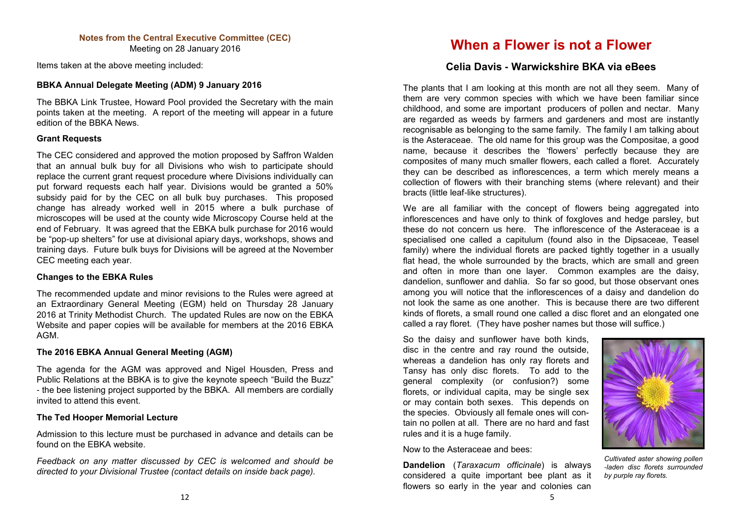**Notes from the Central Executive Committee (CEC)**
Meeting on 28 January 2016

Items taken at the above meeting included:

**BBKA Annual Delegate Meeting (ADM) 9 January 2016**

The BBKA Link Trustee, Howard Pool provided the Secretary with the main points taken at the meeting. A report of the meeting will appear in a future edition of the BBKA News.

**Grant Requests**

The CEC considered and approved the motion proposed by Saffron Walden that an annual bulk buy for all Divisions who wish to participate should replace the current grant request procedure where Divisions individually can put forward requests each half year. Divisions would be granted a 50% subsidy paid for by the CEC on all bulk buy purchases. This proposed change has already worked well in 2015 where a bulk purchase of microscopes will be used at the county wide Microscopy Course held at the end of February. It was agreed that the EBKA bulk purchase for 2016 would be "pop-up shelters" for use at divisional apiary days, workshops, shows and training days. Future bulk buys for Divisions will be agreed at the November CEC meeting each year.

**Changes to the EBKA Rules**

The recommended update and minor revisions to the Rules were agreed at an Extraordinary General Meeting (EGM) held on Thursday 28 January 2016 at Trinity Methodist Church. The updated Rules are now on the EBKA Website and paper copies will be available for members at the 2016 EBKA AGM.

**The 2016 EBKA Annual General Meeting (AGM)**

The agenda for the AGM was approved and Nigel Housden, Press and Public Relations at the BBKA is to give the keynote speech "Build the Buzz" - the bee listening project supported by the BBKA. All members are cordially invited to attend this event.

**The Ted Hooper Memorial Lecture**

Admission to this lecture must be purchased in advance and details can be found on the EBKA website.

*Feedback on any matter discussed by CEC is welcomed and should be directed to your Divisional Trustee (contact details on inside back page).*

# When a Flower is not a Flower

## Celia Davis - Warwickshire BKA via eBees

The plants that I am looking at this month are not all they seem. Many of them are very common species with which we have been familiar since childhood, and some are important producers of pollen and nectar. Many are regarded as weeds by farmers and gardeners and most are instantly recognisable as belonging to the same family. The family I am talking about is the Asteraceae. The old name for this group was the Compositae, a good name, because it describes the 'flowers' perfectly because they are composites of many much smaller flowers, each called a floret. Accurately they can be described as inflorescences, a term which merely means a collection of flowers with their branching stems (where relevant) and their bracts (little leaf-like structures).

We are all familiar with the concept of flowers being aggregated into inflorescences and have only to think of foxgloves and hedge parsley, but these do not concern us here. The inflorescence of the Asteraceae is a specialised one called a capitulum (found also in the Dipsaceae, Teasel family) where the individual florets are packed tightly together in a usually flat head, the whole surrounded by the bracts, which are small and green and often in more than one layer. Common examples are the daisy, dandelion, sunflower and dahlia. So far so good, but those observant ones among you will notice that the inflorescences of a daisy and dandelion do not look the same as one another. This is because there are two different kinds of florets, a small round one called a disc floret and an elongated one called a ray floret. (They have posher names but those will suffice.)

So the daisy and sunflower have both kinds, disc in the centre and ray round the outside, whereas a dandelion has only ray florets and Tansy has only disc florets. To add to the general complexity (or confusion?) some florets, or individual capita, may be single sex or may contain both sexes. This depends on the species. Obviously all female ones will contain no pollen at all. There are no hard and fast rules and it is a huge family.

*Cultivated aster showing pollen-laden disc florets surrounded by purple ray florets.*

Now to the Asteraceae and bees:

**Dandelion** (*Taraxacum officinale*) is always considered a quite important bee plant as it flowers so early in the year and colonies can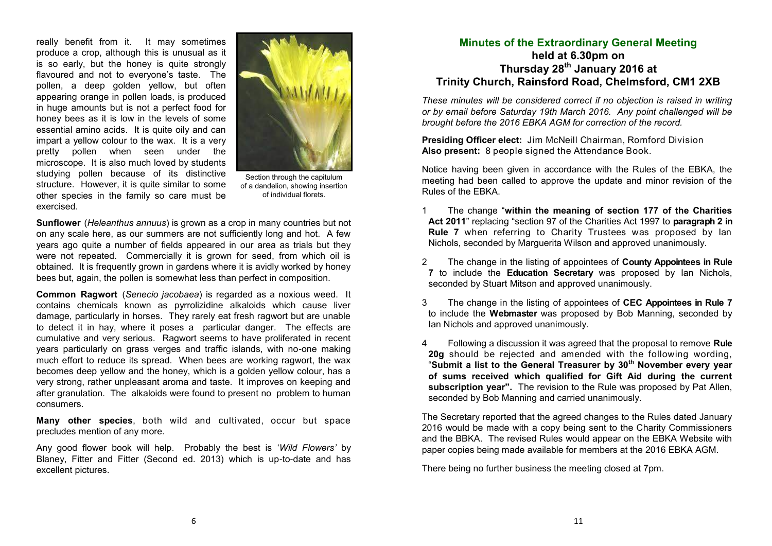really benefit from it. It may sometimes produce a crop, although this is unusual as it is so early, but the honey is quite strongly flavoured and not to everyone's taste. The pollen, a deep golden yellow, but often appearing orange in pollen loads, is produced in huge amounts but is not a perfect food for honey bees as it is low in the levels of some essential amino acids. It is quite oily and can impart a yellow colour to the wax. It is a very pretty pollen when seen under the microscope. It is also much loved by students studying pollen because of its distinctive structure. However, it is quite similar to some other species in the family so care must be exercised.

Section through the capitulum of a dandelion, showing insertion of individual florets.

**Sunflower** (*Heleanthus annuus*) is grown as a crop in many countries but not on any scale here, as our summers are not sufficiently long and hot. A few years ago quite a number of fields appeared in our area as trials but they were not repeated. Commercially it is grown for seed, from which oil is obtained. It is frequently grown in gardens where it is avidly worked by honey bees but, again, the pollen is somewhat less than perfect in composition.

**Common Ragwort** (*Senecio jacobaea*) is regarded as a noxious weed. It contains chemicals known as pyrrolizidine alkaloids which cause liver damage, particularly in horses. They rarely eat fresh ragwort but are unable to detect it in hay, where it poses a particular danger. The effects are cumulative and very serious. Ragwort seems to have proliferated in recent years particularly on grass verges and traffic islands, with no-one making much effort to reduce its spread. When bees are working ragwort, the wax becomes deep yellow and the honey, which is a golden yellow colour, has a very strong, rather unpleasant aroma and taste. It improves on keeping and after granulation. The alkaloids were found to present no problem to human consumers.

**Many other species**, both wild and cultivated, occur but space precludes mention of any more.

Any good flower book will help. Probably the best is '*Wild Flowers'* by Blaney, Fitter and Fitter (Second ed. 2013) which is up-to-date and has excellent pictures.

## Minutes of the Extraordinary General Meeting held at 6.30pm on Thursday 28th January 2016 at Trinity Church, Rainsford Road, Chelmsford, CM1 2XB

*These minutes will be considered correct if no objection is raised in writing or by email before Saturday 19th March 2016. Any point challenged will be brought before the 2016 EBKA AGM for correction of the record.*

**Presiding Officer elect:** Jim McNeill Chairman, Romford Division
**Also present:** 8 people signed the Attendance Book.

Notice having been given in accordance with the Rules of the EBKA, the meeting had been called to approve the update and minor revision of the Rules of the EBKA.

1 The change "**within the meaning of section 177 of the Charities Act 2011**" replacing "section 97 of the Charities Act 1997 to **paragraph 2 in Rule 7** when referring to Charity Trustees was proposed by Ian Nichols, seconded by Marguerita Wilson and approved unanimously.

2 The change in the listing of appointees of **County Appointees in Rule 7** to include the **Education Secretary** was proposed by Ian Nichols, seconded by Stuart Mitson and approved unanimously.

3 The change in the listing of appointees of **CEC Appointees in Rule 7** to include the **Webmaster** was proposed by Bob Manning, seconded by Ian Nichols and approved unanimously.

4 Following a discussion it was agreed that the proposal to remove **Rule 20g** should be rejected and amended with the following wording, "**Submit a list to the General Treasurer by 30th November every year of sums received which qualified for Gift Aid during the current subscription year".** The revision to the Rule was proposed by Pat Allen, seconded by Bob Manning and carried unanimously.

The Secretary reported that the agreed changes to the Rules dated January 2016 would be made with a copy being sent to the Charity Commissioners and the BBKA. The revised Rules would appear on the EBKA Website with paper copies being made available for members at the 2016 EBKA AGM.

There being no further business the meeting closed at 7pm.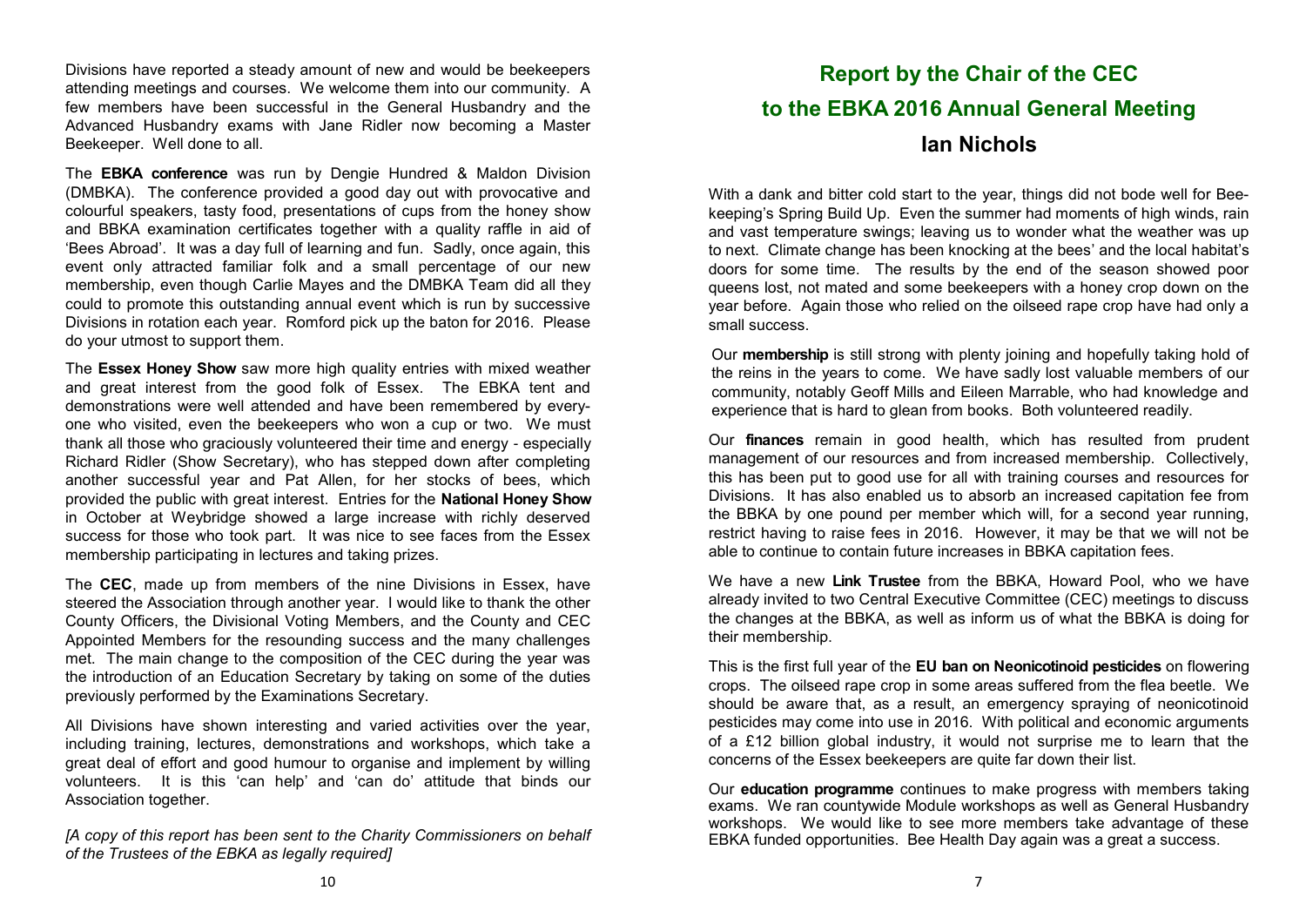Divisions have reported a steady amount of new and would be beekeepers attending meetings and courses. We welcome them into our community. A few members have been successful in the General Husbandry and the Advanced Husbandry exams with Jane Ridler now becoming a Master Beekeeper. Well done to all.

The **EBKA conference** was run by Dengie Hundred & Maldon Division (DMBKA). The conference provided a good day out with provocative and colourful speakers, tasty food, presentations of cups from the honey show and BBKA examination certificates together with a quality raffle in aid of 'Bees Abroad'. It was a day full of learning and fun. Sadly, once again, this event only attracted familiar folk and a small percentage of our new membership, even though Carlie Mayes and the DMBKA Team did all they could to promote this outstanding annual event which is run by successive Divisions in rotation each year. Romford pick up the baton for 2016. Please do your utmost to support them.

The **Essex Honey Show** saw more high quality entries with mixed weather and great interest from the good folk of Essex. The EBKA tent and demonstrations were well attended and have been remembered by everyone who visited, even the beekeepers who won a cup or two. We must thank all those who graciously volunteered their time and energy - especially Richard Ridler (Show Secretary), who has stepped down after completing another successful year and Pat Allen, for her stocks of bees, which provided the public with great interest. Entries for the **National Honey Show** in October at Weybridge showed a large increase with richly deserved success for those who took part. It was nice to see faces from the Essex membership participating in lectures and taking prizes.

The **CEC**, made up from members of the nine Divisions in Essex, have steered the Association through another year. I would like to thank the other County Officers, the Divisional Voting Members, and the County and CEC Appointed Members for the resounding success and the many challenges met. The main change to the composition of the CEC during the year was the introduction of an Education Secretary by taking on some of the duties previously performed by the Examinations Secretary.

All Divisions have shown interesting and varied activities over the year, including training, lectures, demonstrations and workshops, which take a great deal of effort and good humour to organise and implement by willing volunteers. It is this 'can help' and 'can do' attitude that binds our Association together.

*[A copy of this report has been sent to the Charity Commissioners on behalf of the Trustees of the EBKA as legally required]*

# Report by the Chair of the CEC to the EBKA 2016 Annual General Meeting

## Ian Nichols

With a dank and bitter cold start to the year, things did not bode well for Beekeeping's Spring Build Up. Even the summer had moments of high winds, rain and vast temperature swings; leaving us to wonder what the weather was up to next. Climate change has been knocking at the bees' and the local habitat's doors for some time. The results by the end of the season showed poor queens lost, not mated and some beekeepers with a honey crop down on the year before. Again those who relied on the oilseed rape crop have had only a small success.

Our **membership** is still strong with plenty joining and hopefully taking hold of the reins in the years to come. We have sadly lost valuable members of our community, notably Geoff Mills and Eileen Marrable, who had knowledge and experience that is hard to glean from books. Both volunteered readily.

Our **finances** remain in good health, which has resulted from prudent management of our resources and from increased membership. Collectively, this has been put to good use for all with training courses and resources for Divisions. It has also enabled us to absorb an increased capitation fee from the BBKA by one pound per member which will, for a second year running, restrict having to raise fees in 2016. However, it may be that we will not be able to continue to contain future increases in BBKA capitation fees.

We have a new **Link Trustee** from the BBKA, Howard Pool, who we have already invited to two Central Executive Committee (CEC) meetings to discuss the changes at the BBKA, as well as inform us of what the BBKA is doing for their membership.

This is the first full year of the **EU ban on Neonicotinoid pesticides** on flowering crops. The oilseed rape crop in some areas suffered from the flea beetle. We should be aware that, as a result, an emergency spraying of neonicotinoid pesticides may come into use in 2016. With political and economic arguments of a £12 billion global industry, it would not surprise me to learn that the concerns of the Essex beekeepers are quite far down their list.

Our **education programme** continues to make progress with members taking exams. We ran countywide Module workshops as well as General Husbandry workshops. We would like to see more members take advantage of these EBKA funded opportunities. Bee Health Day again was a great a success.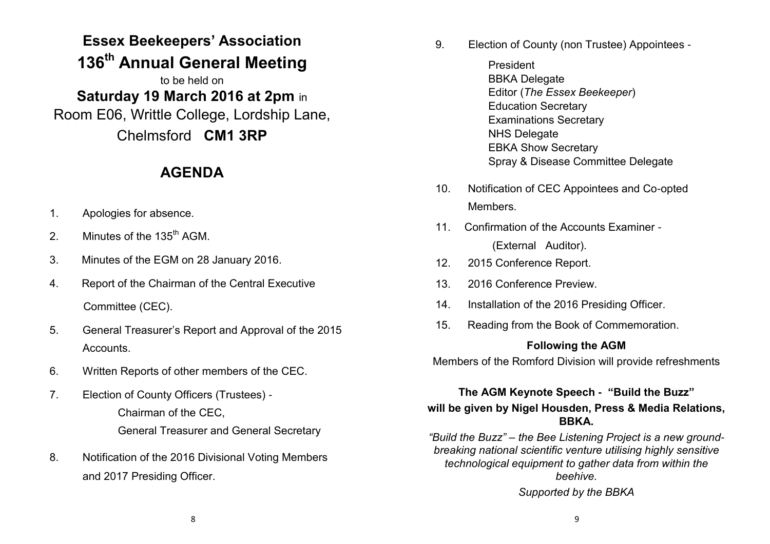# Essex Beekeepers' Association

## 136th Annual General Meeting

to be held on

**Saturday 19 March 2016 at 2pm** in

Room E06, Writtle College, Lordship Lane,

Chelmsford **CM1 3RP**

## AGENDA

1. Apologies for absence.
2. Minutes of the 135th AGM.
3. Minutes of the EGM on 28 January 2016.
4. Report of the Chairman of the Central Executive Committee (CEC).
5. General Treasurer's Report and Approval of the 2015 Accounts.
6. Written Reports of other members of the CEC.
7. Election of County Officers (Trustees) -
   - Chairman of the CEC,
   - General Treasurer and General Secretary
8. Notification of the 2016 Divisional Voting Members and 2017 Presiding Officer.
9. Election of County (non Trustee) Appointees -
   - President
   - BBKA Delegate
   - Editor (*The Essex Beekeeper*)
   - Education Secretary
   - Examinations Secretary
   - NHS Delegate
   - EBKA Show Secretary
   - Spray & Disease Committee Delegate
10. Notification of CEC Appointees and Co-opted Members.
11. Confirmation of the Accounts Examiner - (External Auditor).
12. 2015 Conference Report.
13. 2016 Conference Preview.
14. Installation of the 2016 Presiding Officer.
15. Reading from the Book of Commemoration.

**Following the AGM**

Members of the Romford Division will provide refreshments

**The AGM Keynote Speech - "Build the Buzz"**

**will be given by Nigel Housden, Press & Media Relations, BBKA.**

*"Build the Buzz" – the Bee Listening Project is a new ground-breaking national scientific venture utilising highly sensitive technological equipment to gather data from within the beehive.*

*Supported by the BBKA*